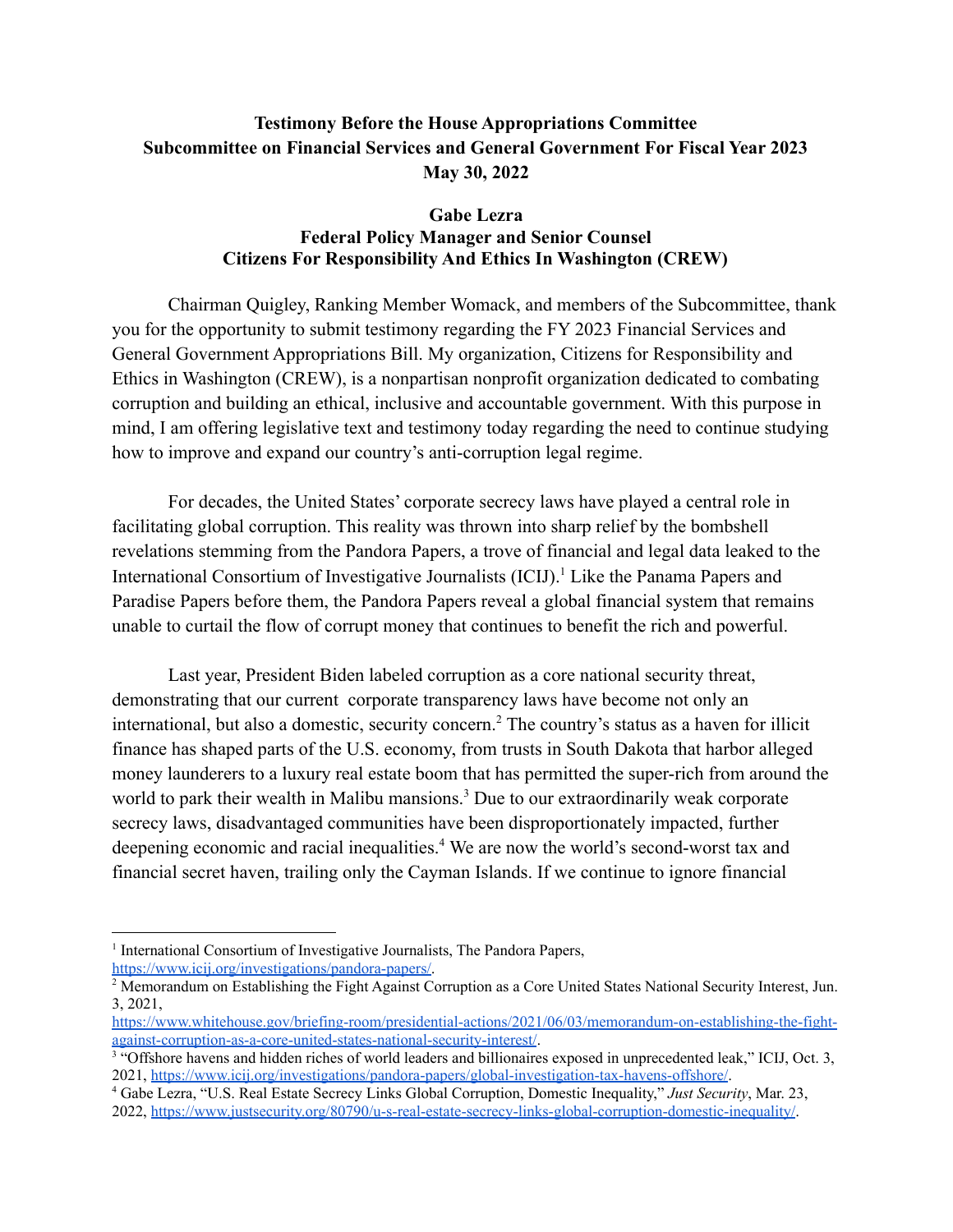**Testimony Before the House Appropriations Committee**
**Subcommittee on Financial Services and General Government For Fiscal Year 2023**
**May 30, 2022**

**Gabe Lezra**
**Federal Policy Manager and Senior Counsel**
**Citizens For Responsibility And Ethics In Washington (CREW)**

Chairman Quigley, Ranking Member Womack, and members of the Subcommittee, thank you for the opportunity to submit testimony regarding the FY 2023 Financial Services and General Government Appropriations Bill. My organization, Citizens for Responsibility and Ethics in Washington (CREW), is a nonpartisan nonprofit organization dedicated to combating corruption and building an ethical, inclusive and accountable government. With this purpose in mind, I am offering legislative text and testimony today regarding the need to continue studying how to improve and expand our country's anti-corruption legal regime.

For decades, the United States' corporate secrecy laws have played a central role in facilitating global corruption. This reality was thrown into sharp relief by the bombshell revelations stemming from the Pandora Papers, a trove of financial and legal data leaked to the International Consortium of Investigative Journalists (ICIJ).[1] Like the Panama Papers and Paradise Papers before them, the Pandora Papers reveal a global financial system that remains unable to curtail the flow of corrupt money that continues to benefit the rich and powerful.

Last year, President Biden labeled corruption as a core national security threat, demonstrating that our current corporate transparency laws have become not only an international, but also a domestic, security concern.[2] The country's status as a haven for illicit finance has shaped parts of the U.S. economy, from trusts in South Dakota that harbor alleged money launderers to a luxury real estate boom that has permitted the super-rich from around the world to park their wealth in Malibu mansions.[3] Due to our extraordinarily weak corporate secrecy laws, disadvantaged communities have been disproportionately impacted, further deepening economic and racial inequalities.[4] We are now the world's second-worst tax and financial secret haven, trailing only the Cayman Islands. If we continue to ignore financial

---

[1] International Consortium of Investigative Journalists, The Pandora Papers, https://www.icij.org/investigations/pandora-papers/.

[2] Memorandum on Establishing the Fight Against Corruption as a Core United States National Security Interest, Jun. 3, 2021, https://www.whitehouse.gov/briefing-room/presidential-actions/2021/06/03/memorandum-on-establishing-the-fight-against-corruption-as-a-core-united-states-national-security-interest/.

[3] "Offshore havens and hidden riches of world leaders and billionaires exposed in unprecedented leak," ICIJ, Oct. 3, 2021, https://www.icij.org/investigations/pandora-papers/global-investigation-tax-havens-offshore/.

[4] Gabe Lezra, "U.S. Real Estate Secrecy Links Global Corruption, Domestic Inequality," *Just Security*, Mar. 23, 2022, https://www.justsecurity.org/80790/u-s-real-estate-secrecy-links-global-corruption-domestic-inequality/.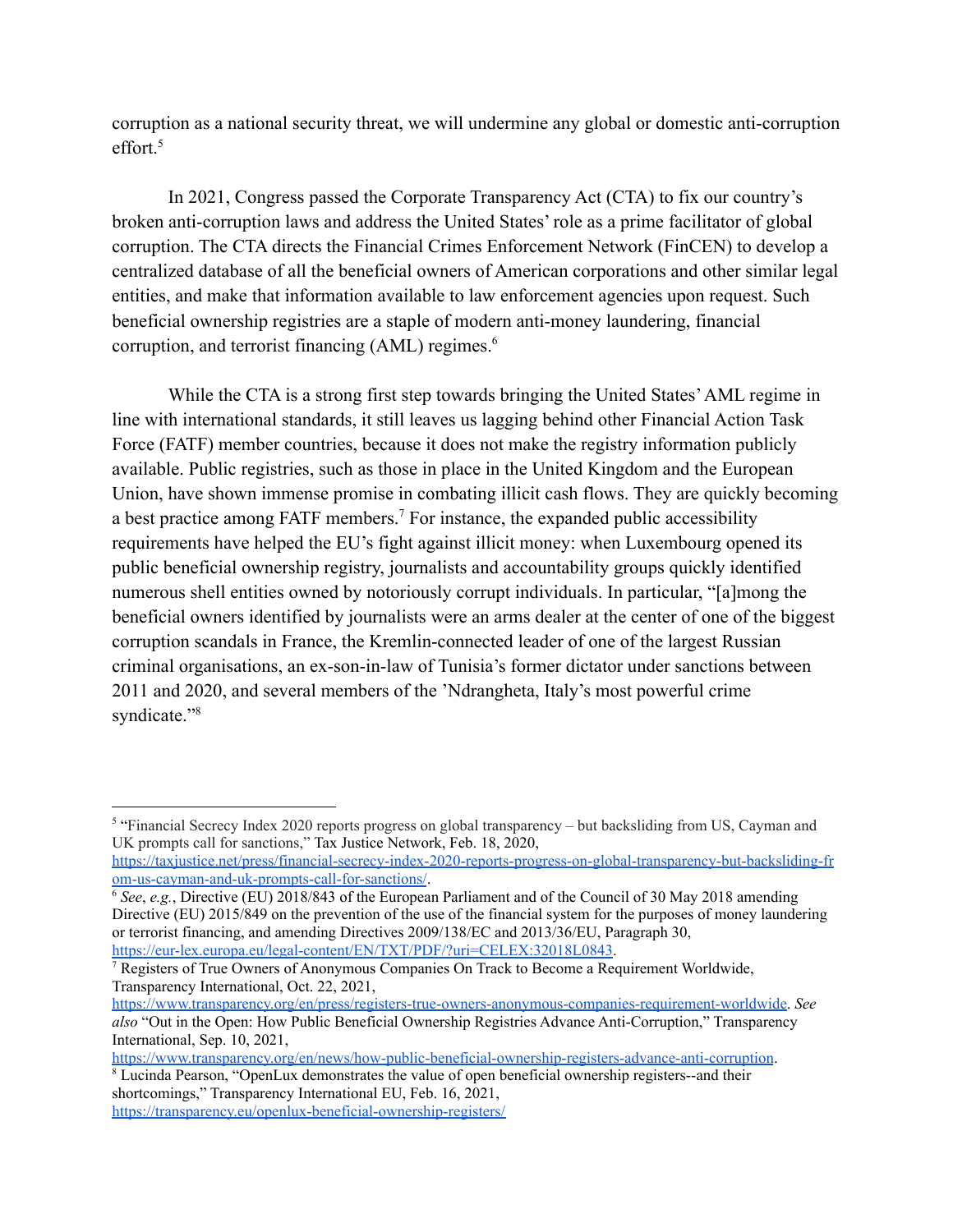corruption as a national security threat, we will undermine any global or domestic anti-corruption effort.[5]

In 2021, Congress passed the Corporate Transparency Act (CTA) to fix our country's broken anti-corruption laws and address the United States' role as a prime facilitator of global corruption. The CTA directs the Financial Crimes Enforcement Network (FinCEN) to develop a centralized database of all the beneficial owners of American corporations and other similar legal entities, and make that information available to law enforcement agencies upon request. Such beneficial ownership registries are a staple of modern anti-money laundering, financial corruption, and terrorist financing (AML) regimes.[6]

While the CTA is a strong first step towards bringing the United States' AML regime in line with international standards, it still leaves us lagging behind other Financial Action Task Force (FATF) member countries, because it does not make the registry information publicly available. Public registries, such as those in place in the United Kingdom and the European Union, have shown immense promise in combating illicit cash flows. They are quickly becoming a best practice among FATF members.[7] For instance, the expanded public accessibility requirements have helped the EU's fight against illicit money: when Luxembourg opened its public beneficial ownership registry, journalists and accountability groups quickly identified numerous shell entities owned by notoriously corrupt individuals. In particular, "[a]mong the beneficial owners identified by journalists were an arms dealer at the center of one of the biggest corruption scandals in France, the Kremlin-connected leader of one of the largest Russian criminal organisations, an ex-son-in-law of Tunisia's former dictator under sanctions between 2011 and 2020, and several members of the 'Ndrangheta, Italy's most powerful crime syndicate."[8]

---

[5] "Financial Secrecy Index 2020 reports progress on global transparency – but backsliding from US, Cayman and UK prompts call for sanctions," Tax Justice Network, Feb. 18, 2020, https://taxjustice.net/press/financial-secrecy-index-2020-reports-progress-on-global-transparency-but-backsliding-from-us-cayman-and-uk-prompts-call-for-sanctions/.

[6] *See*, *e.g.*, Directive (EU) 2018/843 of the European Parliament and of the Council of 30 May 2018 amending Directive (EU) 2015/849 on the prevention of the use of the financial system for the purposes of money laundering or terrorist financing, and amending Directives 2009/138/EC and 2013/36/EU, Paragraph 30, https://eur-lex.europa.eu/legal-content/EN/TXT/PDF/?uri=CELEX:32018L0843.

[7] Registers of True Owners of Anonymous Companies On Track to Become a Requirement Worldwide, Transparency International, Oct. 22, 2021, https://www.transparency.org/en/press/registers-true-owners-anonymous-companies-requirement-worldwide. *See also* "Out in the Open: How Public Beneficial Ownership Registries Advance Anti-Corruption," Transparency International, Sep. 10, 2021, https://www.transparency.org/en/news/how-public-beneficial-ownership-registers-advance-anti-corruption.

[8] Lucinda Pearson, "OpenLux demonstrates the value of open beneficial ownership registers--and their shortcomings," Transparency International EU, Feb. 16, 2021, https://transparency.eu/openlux-beneficial-ownership-registers/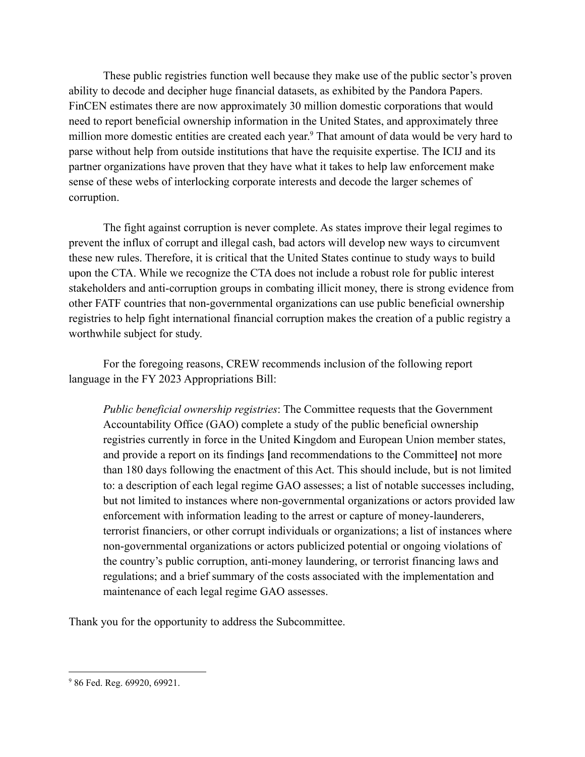These public registries function well because they make use of the public sector's proven ability to decode and decipher huge financial datasets, as exhibited by the Pandora Papers. FinCEN estimates there are now approximately 30 million domestic corporations that would need to report beneficial ownership information in the United States, and approximately three million more domestic entities are created each year.[9] That amount of data would be very hard to parse without help from outside institutions that have the requisite expertise. The ICIJ and its partner organizations have proven that they have what it takes to help law enforcement make sense of these webs of interlocking corporate interests and decode the larger schemes of corruption.

The fight against corruption is never complete. As states improve their legal regimes to prevent the influx of corrupt and illegal cash, bad actors will develop new ways to circumvent these new rules. Therefore, it is critical that the United States continue to study ways to build upon the CTA. While we recognize the CTA does not include a robust role for public interest stakeholders and anti-corruption groups in combating illicit money, there is strong evidence from other FATF countries that non-governmental organizations can use public beneficial ownership registries to help fight international financial corruption makes the creation of a public registry a worthwhile subject for study.

For the foregoing reasons, CREW recommends inclusion of the following report language in the FY 2023 Appropriations Bill:

> *Public beneficial ownership registries*: The Committee requests that the Government Accountability Office (GAO) complete a study of the public beneficial ownership registries currently in force in the United Kingdom and European Union member states, and provide a report on its findings **[**and recommendations to the Committee**]** not more than 180 days following the enactment of this Act. This should include, but is not limited to: a description of each legal regime GAO assesses; a list of notable successes including, but not limited to instances where non-governmental organizations or actors provided law enforcement with information leading to the arrest or capture of money-launderers, terrorist financiers, or other corrupt individuals or organizations; a list of instances where non-governmental organizations or actors publicized potential or ongoing violations of the country's public corruption, anti-money laundering, or terrorist financing laws and regulations; and a brief summary of the costs associated with the implementation and maintenance of each legal regime GAO assesses.

Thank you for the opportunity to address the Subcommittee.

---

[9] 86 Fed. Reg. 69920, 69921.